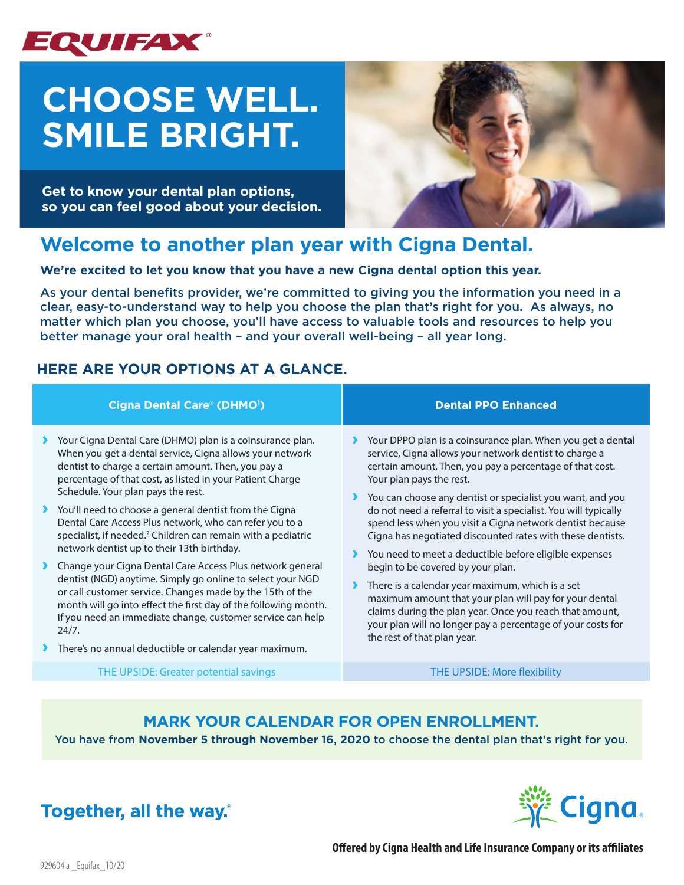EQUIFAX

# CHOOSE WELL. SMILE BRIGHT.

**Get to know your dental plan options, so you can feel good about your decision.**

## Welcome to another plan year with Cigna Dental.

**We're excited to let you know that you have a new Cigna dental option this year.**

As your dental benefits provider, we're committed to giving you the information you need in a clear, easy-to-understand way to help you choose the plan that's right for you. As always, no matter which plan you choose, you'll have access to valuable tools and resources to help you better manage your oral health – and your overall well-being – all year long.

### HERE ARE YOUR OPTIONS AT A GLANCE.

| Cigna Dental Care® (DHMO[1]) | Dental PPO Enhanced |
| --- | --- |
| › Your Cigna Dental Care (DHMO) plan is a coinsurance plan. When you get a dental service, Cigna allows your network dentist to charge a certain amount. Then, you pay a percentage of that cost, as listed in your Patient Charge Schedule. Your plan pays the rest.<br>› You'll need to choose a general dentist from the Cigna Dental Care Access Plus network, who can refer you to a specialist, if needed.[2] Children can remain with a pediatric network dentist up to their 13th birthday.<br>› Change your Cigna Dental Care Access Plus network general dentist (NGD) anytime. Simply go online to select your NGD or call customer service. Changes made by the 15th of the month will go into effect the first day of the following month. If you need an immediate change, customer service can help 24/7.<br>› There's no annual deductible or calendar year maximum. | › Your DPPO plan is a coinsurance plan. When you get a dental service, Cigna allows your network dentist to charge a certain amount. Then, you pay a percentage of that cost. Your plan pays the rest.<br>› You can choose any dentist or specialist you want, and you do not need a referral to visit a specialist. You will typically spend less when you visit a Cigna network dentist because Cigna has negotiated discounted rates with these dentists.<br>› You need to meet a deductible before eligible expenses begin to be covered by your plan.<br>› There is a calendar year maximum, which is a set maximum amount that your plan will pay for your dental claims during the plan year. Once you reach that amount, your plan will no longer pay a percentage of your costs for the rest of that plan year. |
| THE UPSIDE: Greater potential savings | THE UPSIDE: More flexibility |

### MARK YOUR CALENDAR FOR OPEN ENROLLMENT.

You have from **November 5 through November 16, 2020** to choose the dental plan that's right for you.

**Together, all the way.®**

Cigna

**Offered by Cigna Health and Life Insurance Company or its affiliates**

929604 a _Equifax_10/20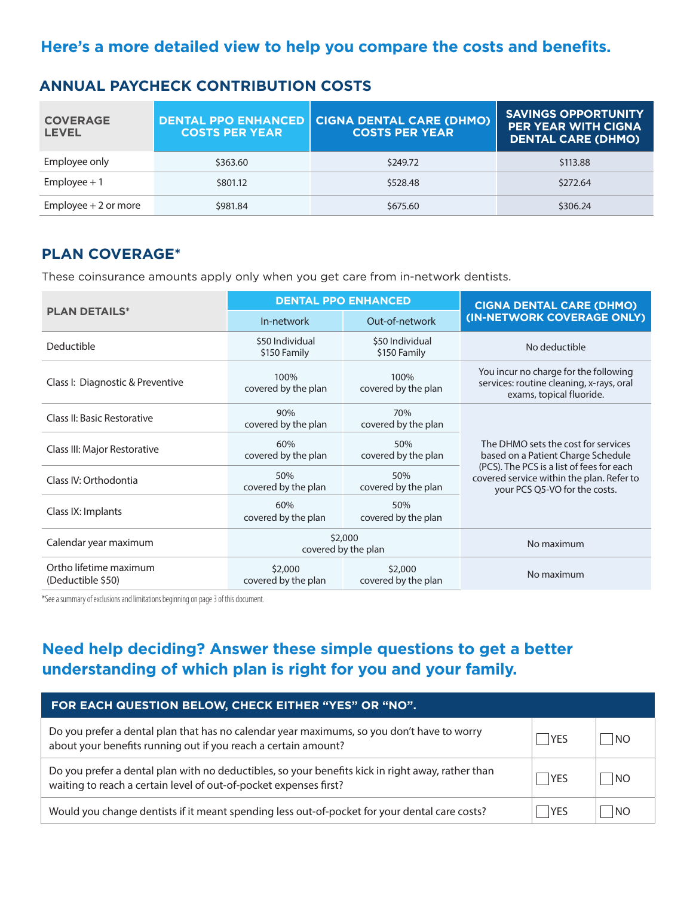## Here's a more detailed view to help you compare the costs and benefits.

### ANNUAL PAYCHECK CONTRIBUTION COSTS

| COVERAGE LEVEL | DENTAL PPO ENHANCED COSTS PER YEAR | CIGNA DENTAL CARE (DHMO) COSTS PER YEAR | SAVINGS OPPORTUNITY PER YEAR WITH CIGNA DENTAL CARE (DHMO) |
|---|---|---|---|
| Employee only | $363.60 | $249.72 | $113.88 |
| Employee + 1 | $801.12 | $528.48 | $272.64 |
| Employee + 2 or more | $981.84 | $675.60 | $306.24 |

### PLAN COVERAGE*

These coinsurance amounts apply only when you get care from in-network dentists.

| PLAN DETAILS* | DENTAL PPO ENHANCED | | CIGNA DENTAL CARE (DHMO) (IN-NETWORK COVERAGE ONLY) |
|---|---|---|---|
| | In-network | Out-of-network | |
| Deductible | $50 Individual<br>$150 Family | $50 Individual<br>$150 Family | No deductible |
| Class I: Diagnostic & Preventive | 100%<br>covered by the plan | 100%<br>covered by the plan | You incur no charge for the following services: routine cleaning, x-rays, oral exams, topical fluoride. |
| Class II: Basic Restorative | 90%<br>covered by the plan | 70%<br>covered by the plan | The DHMO sets the cost for services based on a Patient Charge Schedule (PCS). The PCS is a list of fees for each covered service within the plan. Refer to your PCS Q5-VO for the costs. |
| Class III: Major Restorative | 60%<br>covered by the plan | 50%<br>covered by the plan | |
| Class IV: Orthodontia | 50%<br>covered by the plan | 50%<br>covered by the plan | |
| Class IX: Implants | 60%<br>covered by the plan | 50%<br>covered by the plan | |
| Calendar year maximum | $2,000<br>covered by the plan | | No maximum |
| Ortho lifetime maximum (Deductible $50) | $2,000<br>covered by the plan | $2,000<br>covered by the plan | No maximum |

*See a summary of exclusions and limitations beginning on page 3 of this document.

## Need help deciding? Answer these simple questions to get a better understanding of which plan is right for you and your family.

| FOR EACH QUESTION BELOW, CHECK EITHER "YES" OR "NO". | | |
|---|---|---|
| Do you prefer a dental plan that has no calendar year maximums, so you don't have to worry about your benefits running out if you reach a certain amount? | ☐ YES | ☐ NO |
| Do you prefer a dental plan with no deductibles, so your benefits kick in right away, rather than waiting to reach a certain level of out-of-pocket expenses first? | ☐ YES | ☐ NO |
| Would you change dentists if it meant spending less out-of-pocket for your dental care costs? | ☐ YES | ☐ NO |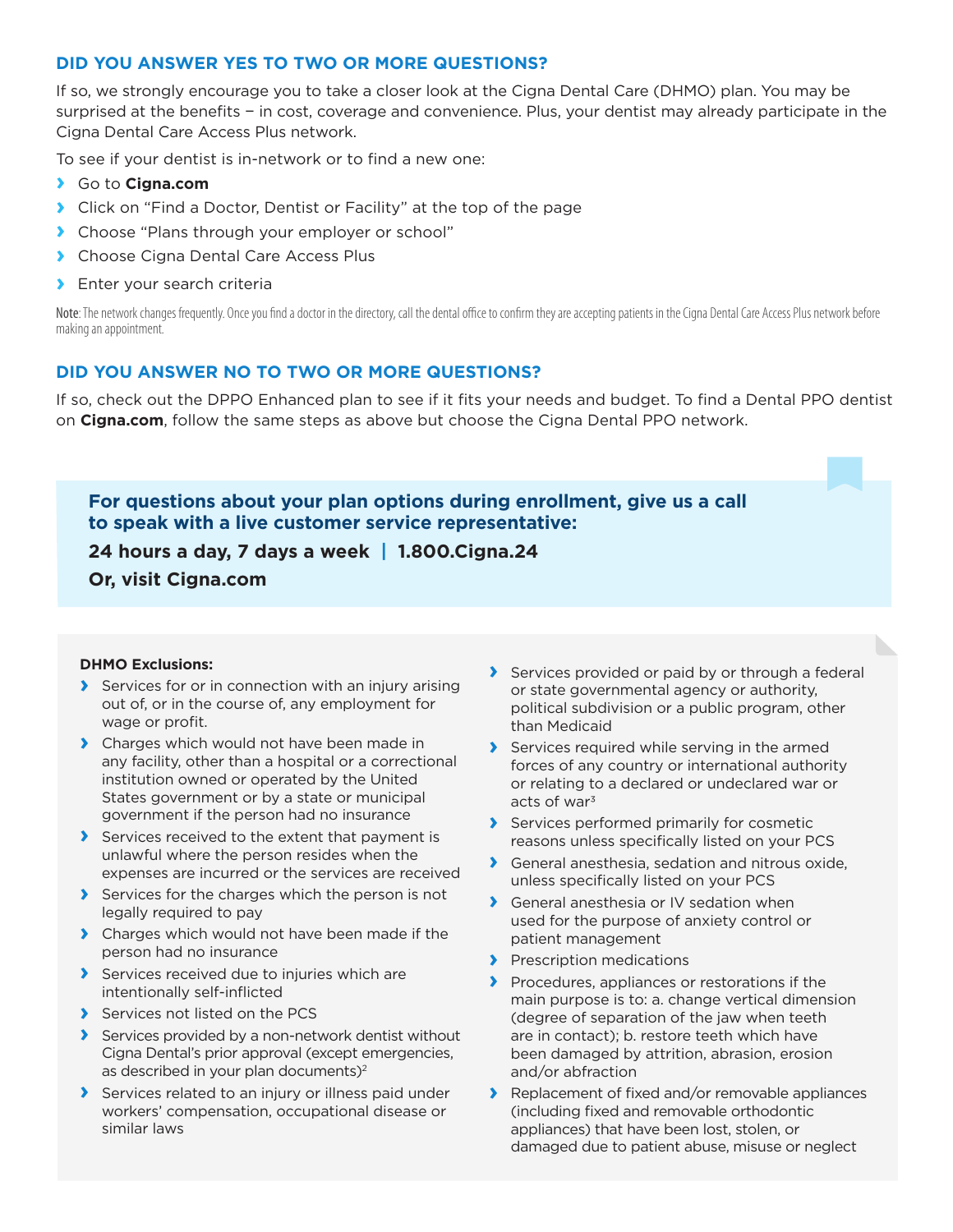### DID YOU ANSWER YES TO TWO OR MORE QUESTIONS?

If so, we strongly encourage you to take a closer look at the Cigna Dental Care (DHMO) plan. You may be surprised at the benefits – in cost, coverage and convenience. Plus, your dentist may already participate in the Cigna Dental Care Access Plus network.

To see if your dentist is in-network or to find a new one:

- Go to **Cigna.com**
- Click on "Find a Doctor, Dentist or Facility" at the top of the page
- Choose "Plans through your employer or school"
- Choose Cigna Dental Care Access Plus
- Enter your search criteria

Note: The network changes frequently. Once you find a doctor in the directory, call the dental office to confirm they are accepting patients in the Cigna Dental Care Access Plus network before making an appointment.

### DID YOU ANSWER NO TO TWO OR MORE QUESTIONS?

If so, check out the DPPO Enhanced plan to see if it fits your needs and budget. To find a Dental PPO dentist on **Cigna.com**, follow the same steps as above but choose the Cigna Dental PPO network.

**For questions about your plan options during enrollment, give us a call to speak with a live customer service representative:**

**24 hours a day, 7 days a week | 1.800.Cigna.24**

**Or, visit Cigna.com**

**DHMO Exclusions:**

- Services for or in connection with an injury arising out of, or in the course of, any employment for wage or profit.
- Charges which would not have been made in any facility, other than a hospital or a correctional institution owned or operated by the United States government or by a state or municipal government if the person had no insurance
- Services received to the extent that payment is unlawful where the person resides when the expenses are incurred or the services are received
- Services for the charges which the person is not legally required to pay
- Charges which would not have been made if the person had no insurance
- Services received due to injuries which are intentionally self-inflicted
- Services not listed on the PCS
- Services provided by a non-network dentist without Cigna Dental's prior approval (except emergencies, as described in your plan documents)[2]
- Services related to an injury or illness paid under workers' compensation, occupational disease or similar laws
- Services provided or paid by or through a federal or state governmental agency or authority, political subdivision or a public program, other than Medicaid
- Services required while serving in the armed forces of any country or international authority or relating to a declared or undeclared war or acts of war[3]
- Services performed primarily for cosmetic reasons unless specifically listed on your PCS
- General anesthesia, sedation and nitrous oxide, unless specifically listed on your PCS
- General anesthesia or IV sedation when used for the purpose of anxiety control or patient management
- Prescription medications
- Procedures, appliances or restorations if the main purpose is to: a. change vertical dimension (degree of separation of the jaw when teeth are in contact); b. restore teeth which have been damaged by attrition, abrasion, erosion and/or abfraction
- Replacement of fixed and/or removable appliances (including fixed and removable orthodontic appliances) that have been lost, stolen, or damaged due to patient abuse, misuse or neglect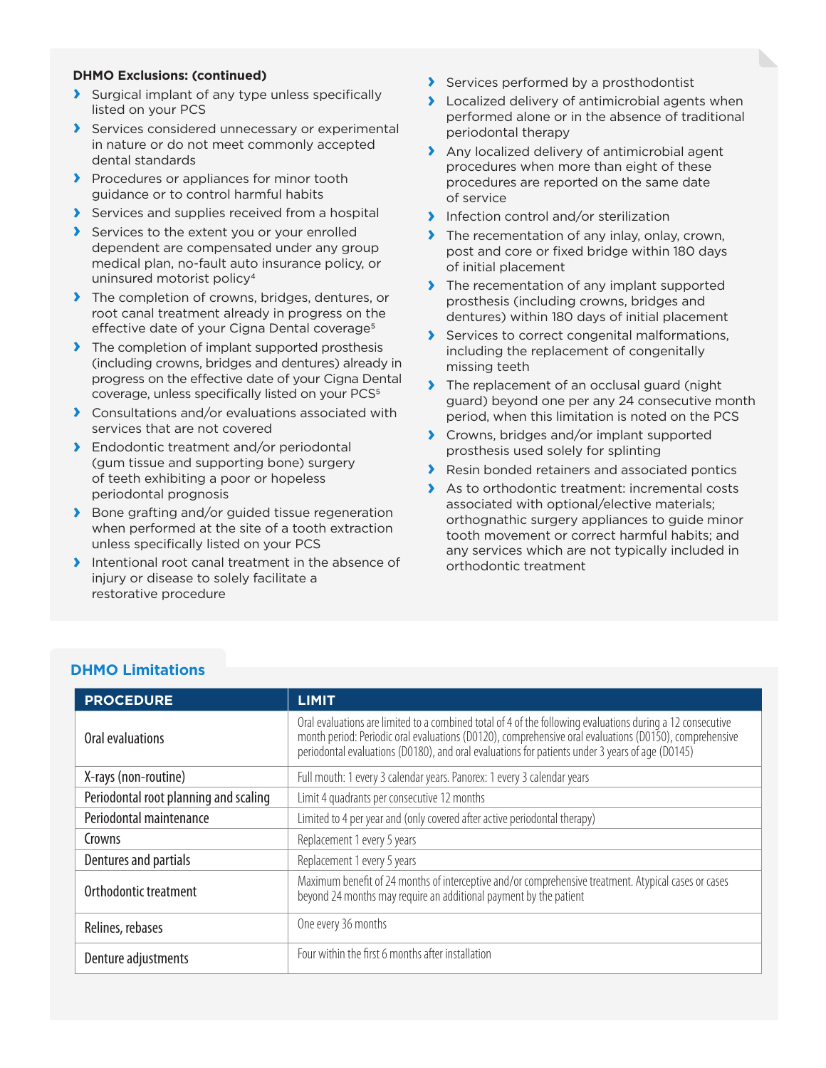**DHMO Exclusions: (continued)**

- Surgical implant of any type unless specifically listed on your PCS
- Services considered unnecessary or experimental in nature or do not meet commonly accepted dental standards
- Procedures or appliances for minor tooth guidance or to control harmful habits
- Services and supplies received from a hospital
- Services to the extent you or your enrolled dependent are compensated under any group medical plan, no-fault auto insurance policy, or uninsured motorist policy[4]
- The completion of crowns, bridges, dentures, or root canal treatment already in progress on the effective date of your Cigna Dental coverage[5]
- The completion of implant supported prosthesis (including crowns, bridges and dentures) already in progress on the effective date of your Cigna Dental coverage, unless specifically listed on your PCS[5]
- Consultations and/or evaluations associated with services that are not covered
- Endodontic treatment and/or periodontal (gum tissue and supporting bone) surgery of teeth exhibiting a poor or hopeless periodontal prognosis
- Bone grafting and/or guided tissue regeneration when performed at the site of a tooth extraction unless specifically listed on your PCS
- Intentional root canal treatment in the absence of injury or disease to solely facilitate a restorative procedure
- Services performed by a prosthodontist
- Localized delivery of antimicrobial agents when performed alone or in the absence of traditional periodontal therapy
- Any localized delivery of antimicrobial agent procedures when more than eight of these procedures are reported on the same date of service
- Infection control and/or sterilization
- The recementation of any inlay, onlay, crown, post and core or fixed bridge within 180 days of initial placement
- The recementation of any implant supported prosthesis (including crowns, bridges and dentures) within 180 days of initial placement
- Services to correct congenital malformations, including the replacement of congenitally missing teeth
- The replacement of an occlusal guard (night guard) beyond one per any 24 consecutive month period, when this limitation is noted on the PCS
- Crowns, bridges and/or implant supported prosthesis used solely for splinting
- Resin bonded retainers and associated pontics
- As to orthodontic treatment: incremental costs associated with optional/elective materials; orthognathic surgery appliances to guide minor tooth movement or correct harmful habits; and any services which are not typically included in orthodontic treatment

## DHMO Limitations

| PROCEDURE | LIMIT |
|---|---|
| Oral evaluations | Oral evaluations are limited to a combined total of 4 of the following evaluations during a 12 consecutive month period: Periodic oral evaluations (D0120), comprehensive oral evaluations (D0150), comprehensive periodontal evaluations (D0180), and oral evaluations for patients under 3 years of age (D0145) |
| X-rays (non-routine) | Full mouth: 1 every 3 calendar years. Panorex: 1 every 3 calendar years |
| Periodontal root planning and scaling | Limit 4 quadrants per consecutive 12 months |
| Periodontal maintenance | Limited to 4 per year and (only covered after active periodontal therapy) |
| Crowns | Replacement 1 every 5 years |
| Dentures and partials | Replacement 1 every 5 years |
| Orthodontic treatment | Maximum benefit of 24 months of interceptive and/or comprehensive treatment. Atypical cases or cases beyond 24 months may require an additional payment by the patient |
| Relines, rebases | One every 36 months |
| Denture adjustments | Four within the first 6 months after installation |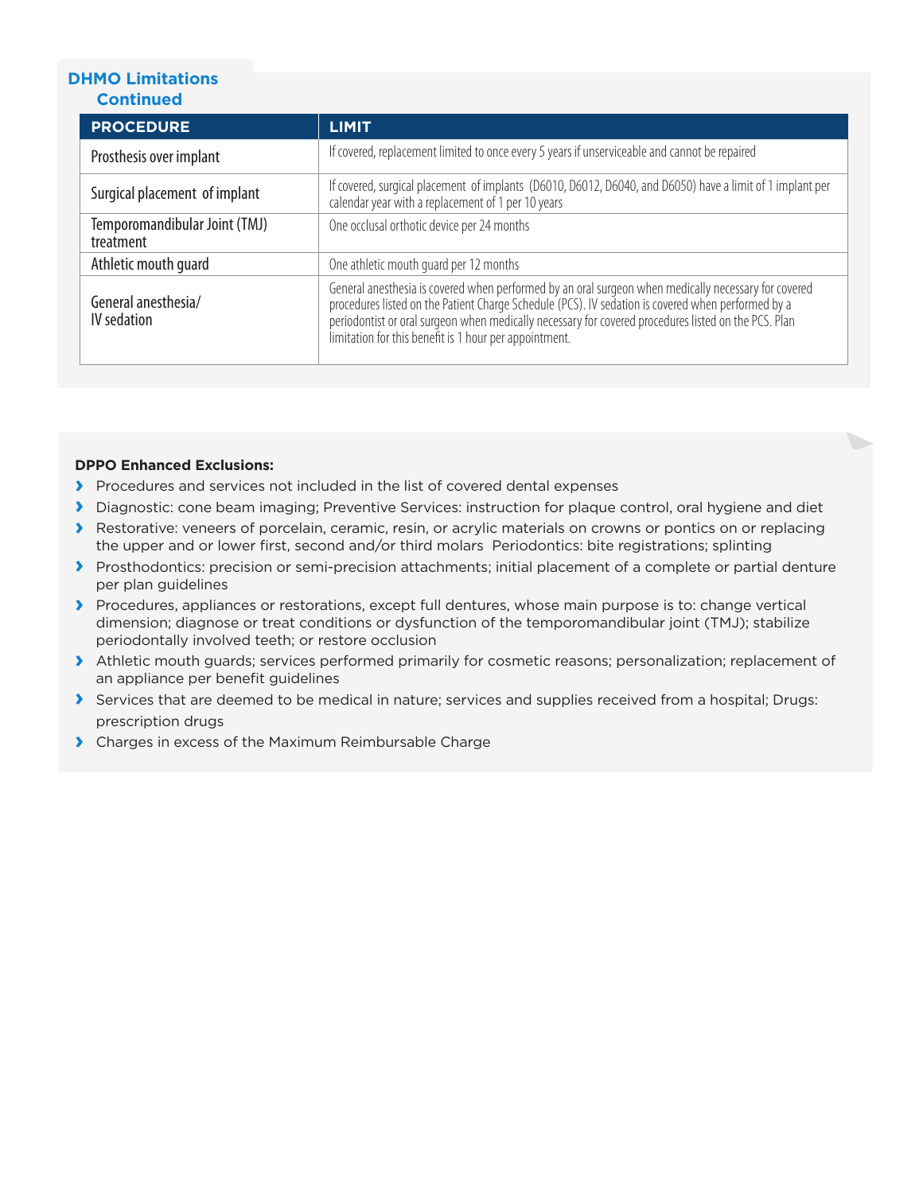## DHMO Limitations Continued

| PROCEDURE | LIMIT |
|---|---|
| Prosthesis over implant | If covered, replacement limited to once every 5 years if unserviceable and cannot be repaired |
| Surgical placement of implant | If covered, surgical placement of implants (D6010, D6012, D6040, and D6050) have a limit of 1 implant per calendar year with a replacement of 1 per 10 years |
| Temporomandibular Joint (TMJ) treatment | One occlusal orthotic device per 24 months |
| Athletic mouth guard | One athletic mouth guard per 12 months |
| General anesthesia/ IV sedation | General anesthesia is covered when performed by an oral surgeon when medically necessary for covered procedures listed on the Patient Charge Schedule (PCS). IV sedation is covered when performed by a periodontist or oral surgeon when medically necessary for covered procedures listed on the PCS. Plan limitation for this benefit is 1 hour per appointment. |

**DPPO Enhanced Exclusions:**

- Procedures and services not included in the list of covered dental expenses
- Diagnostic: cone beam imaging; Preventive Services: instruction for plaque control, oral hygiene and diet
- Restorative: veneers of porcelain, ceramic, resin, or acrylic materials on crowns or pontics on or replacing the upper and or lower first, second and/or third molars Periodontics: bite registrations; splinting
- Prosthodontics: precision or semi-precision attachments; initial placement of a complete or partial denture per plan guidelines
- Procedures, appliances or restorations, except full dentures, whose main purpose is to: change vertical dimension; diagnose or treat conditions or dysfunction of the temporomandibular joint (TMJ); stabilize periodontally involved teeth; or restore occlusion
- Athletic mouth guards; services performed primarily for cosmetic reasons; personalization; replacement of an appliance per benefit guidelines
- Services that are deemed to be medical in nature; services and supplies received from a hospital; Drugs: prescription drugs
- Charges in excess of the Maximum Reimbursable Charge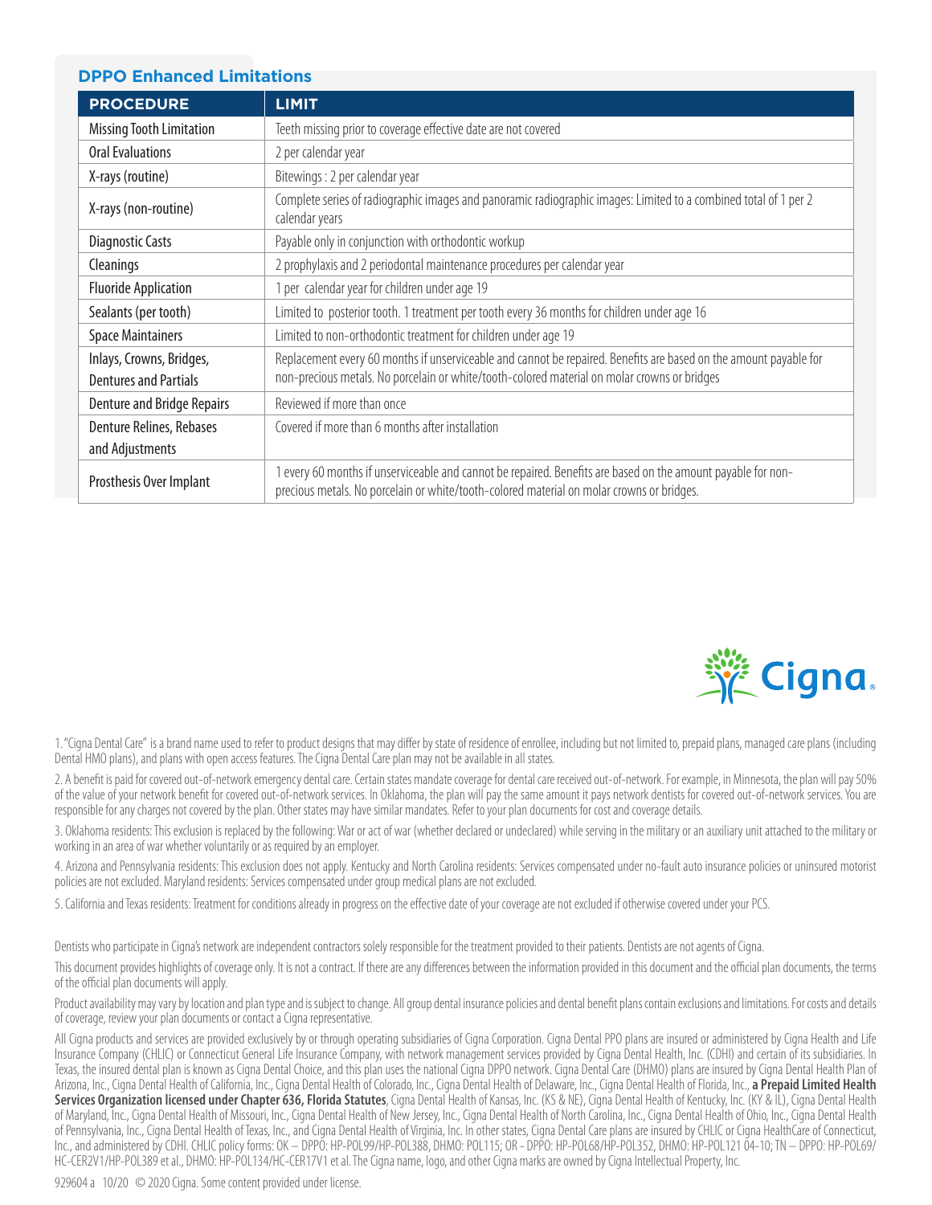## DPPO Enhanced Limitations

| PROCEDURE | LIMIT |
|---|---|
| Missing Tooth Limitation | Teeth missing prior to coverage effective date are not covered |
| Oral Evaluations | 2 per calendar year |
| X-rays (routine) | Bitewings : 2 per calendar year |
| X-rays (non-routine) | Complete series of radiographic images and panoramic radiographic images: Limited to a combined total of 1 per 2 calendar years |
| Diagnostic Casts | Payable only in conjunction with orthodontic workup |
| Cleanings | 2 prophylaxis and 2 periodontal maintenance procedures per calendar year |
| Fluoride Application | 1 per calendar year for children under age 19 |
| Sealants (per tooth) | Limited to posterior tooth. 1 treatment per tooth every 36 months for children under age 16 |
| Space Maintainers | Limited to non-orthodontic treatment for children under age 19 |
| Inlays, Crowns, Bridges, Dentures and Partials | Replacement every 60 months if unserviceable and cannot be repaired. Benefits are based on the amount payable for non-precious metals. No porcelain or white/tooth-colored material on molar crowns or bridges |
| Denture and Bridge Repairs | Reviewed if more than once |
| Denture Relines, Rebases and Adjustments | Covered if more than 6 months after installation |
| Prosthesis Over Implant | 1 every 60 months if unserviceable and cannot be repaired. Benefits are based on the amount payable for non-precious metals. No porcelain or white/tooth-colored material on molar crowns or bridges. |

Cigna.

1. "Cigna Dental Care" is a brand name used to refer to product designs that may differ by state of residence of enrollee, including but not limited to, prepaid plans, managed care plans (including Dental HMO plans), and plans with open access features. The Cigna Dental Care plan may not be available in all states.

2. A benefit is paid for covered out-of-network emergency dental care. Certain states mandate coverage for dental care received out-of-network. For example, in Minnesota, the plan will pay 50% of the value of your network benefit for covered out-of-network services. In Oklahoma, the plan will pay the same amount it pays network dentists for covered out-of-network services. You are responsible for any charges not covered by the plan. Other states may have similar mandates. Refer to your plan documents for cost and coverage details.

3. Oklahoma residents: This exclusion is replaced by the following: War or act of war (whether declared or undeclared) while serving in the military or an auxiliary unit attached to the military or working in an area of war whether voluntarily or as required by an employer.

4. Arizona and Pennsylvania residents: This exclusion does not apply. Kentucky and North Carolina residents: Services compensated under no-fault auto insurance policies or uninsured motorist policies are not excluded. Maryland residents: Services compensated under group medical plans are not excluded.

5. California and Texas residents: Treatment for conditions already in progress on the effective date of your coverage are not excluded if otherwise covered under your PCS.

Dentists who participate in Cigna's network are independent contractors solely responsible for the treatment provided to their patients. Dentists are not agents of Cigna.

This document provides highlights of coverage only. It is not a contract. If there are any differences between the information provided in this document and the official plan documents, the terms of the official plan documents will apply.

Product availability may vary by location and plan type and is subject to change. All group dental insurance policies and dental benefit plans contain exclusions and limitations. For costs and details of coverage, review your plan documents or contact a Cigna representative.

All Cigna products and services are provided exclusively by or through operating subsidiaries of Cigna Corporation. Cigna Dental PPO plans are insured or administered by Cigna Health and Life Insurance Company (CHLIC) or Connecticut General Life Insurance Company, with network management services provided by Cigna Dental Health, Inc. (CDHI) and certain of its subsidiaries. In Texas, the insured dental plan is known as Cigna Dental Choice, and this plan uses the national Cigna DPPO network. Cigna Dental Care (DHMO) plans are insured by Cigna Dental Health Plan of Arizona, Inc., Cigna Dental Health of California, Inc., Cigna Dental Health of Colorado, Inc., Cigna Dental Health of Delaware, Inc., Cigna Dental Health of Florida, Inc., **a Prepaid Limited Health Services Organization licensed under Chapter 636, Florida Statutes**, Cigna Dental Health of Kansas, Inc. (KS & NE), Cigna Dental Health of Kentucky, Inc. (KY & IL), Cigna Dental Health of Maryland, Inc., Cigna Dental Health of Missouri, Inc., Cigna Dental Health of New Jersey, Inc., Cigna Dental Health of North Carolina, Inc., Cigna Dental Health of Ohio, Inc., Cigna Dental Health of Pennsylvania, Inc., Cigna Dental Health of Texas, Inc., and Cigna Dental Health of Virginia, Inc. In other states, Cigna Dental Care plans are insured by CHLIC or Cigna HealthCare of Connecticut, Inc., and administered by CDHI. CHLIC policy forms: OK – DPPO: HP-POL99/HP-POL388, DHMO: POL115; OR - DPPO: HP-POL68/HP-POL352, DHMO: HP-POL121 04-10; TN – DPPO: HP-POL69/HC-CER2V1/HP-POL389 et al., DHMO: HP-POL134/HC-CER17V1 et al. The Cigna name, logo, and other Cigna marks are owned by Cigna Intellectual Property, Inc.

929604 a 10/20 © 2020 Cigna. Some content provided under license.